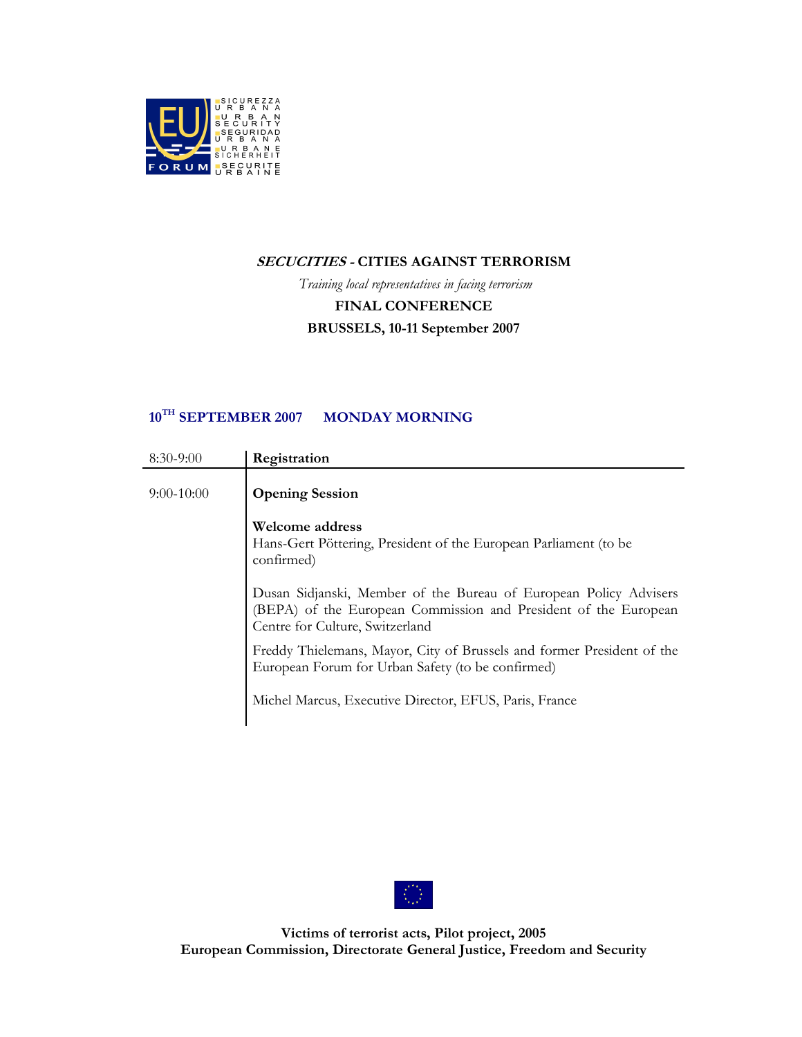SICUREZZA URBANA
URBAN SECURITY
SEGURIDAD URBANA
URBANE SICHERHEIT
SECURITE URBAINE

EU FORUM

**_SECUCITIES_ - CITIES AGAINST TERRORISM**

*Training local representatives in facing terrorism*

**FINAL CONFERENCE**

**BRUSSELS, 10-11 September 2007**

## 10TH SEPTEMBER 2007 MONDAY MORNING

| | |
|---|---|
| 8:30-9:00 | **Registration** |
| 9:00-10:00 | **Opening Session**<br><br>**Welcome address**<br>Hans-Gert Pöttering, President of the European Parliament (to be confirmed)<br><br>Dusan Sidjanski, Member of the Bureau of European Policy Advisers (BEPA) of the European Commission and President of the European Centre for Culture, Switzerland<br><br>Freddy Thielemans, Mayor, City of Brussels and former President of the European Forum for Urban Safety (to be confirmed)<br><br>Michel Marcus, Executive Director, EFUS, Paris, France |

**Victims of terrorist acts, Pilot project, 2005**
**European Commission, Directorate General Justice, Freedom and Security**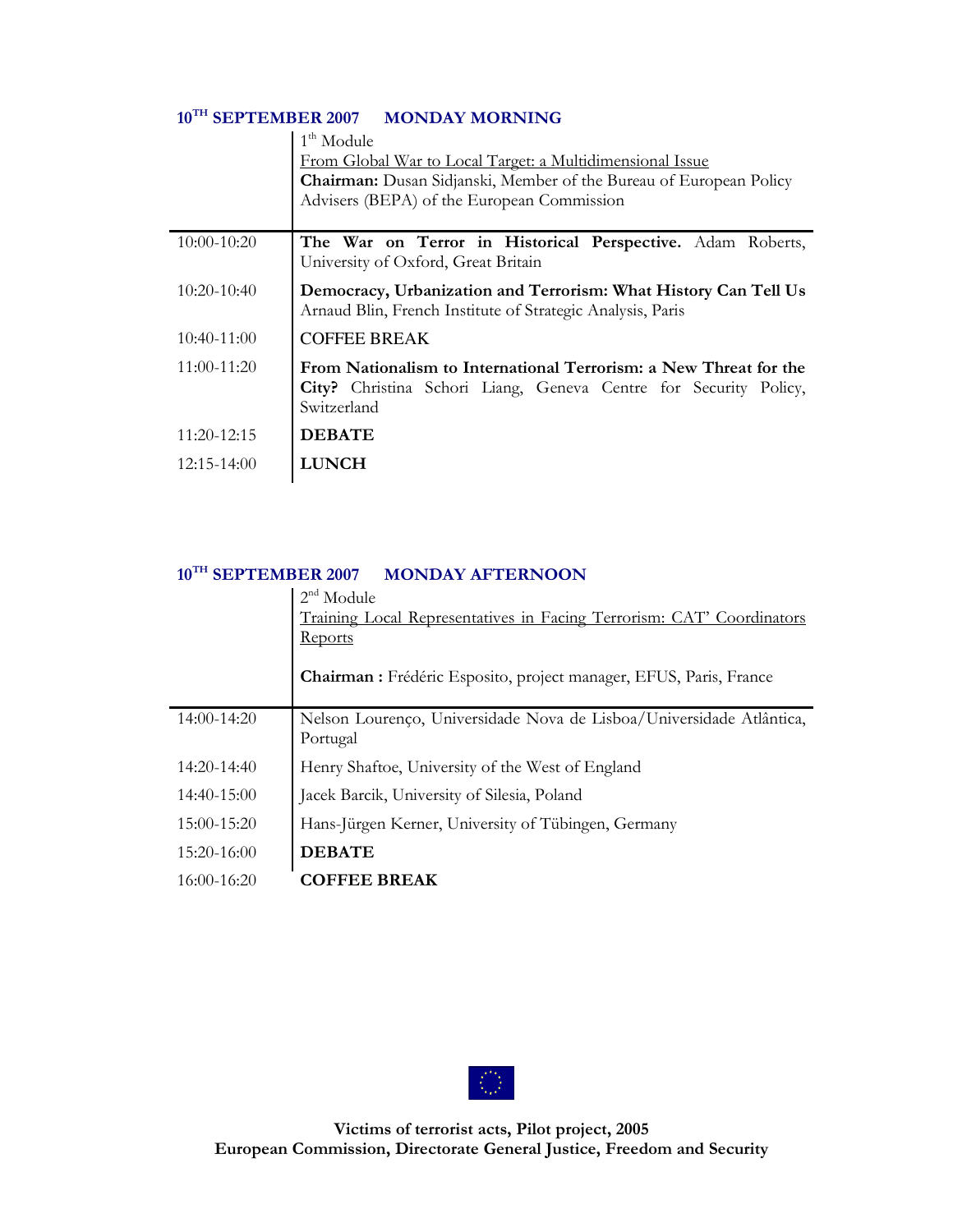## 10[TH] SEPTEMBER 2007 MONDAY MORNING

| | 1[th] Module<br>From Global War to Local Target: a Multidimensional Issue<br>**Chairman:** Dusan Sidjanski, Member of the Bureau of European Policy Advisers (BEPA) of the European Commission |
|---|---|
| 10:00-10:20 | **The War on Terror in Historical Perspective.** Adam Roberts, University of Oxford, Great Britain |
| 10:20-10:40 | **Democracy, Urbanization and Terrorism: What History Can Tell Us** Arnaud Blin, French Institute of Strategic Analysis, Paris |
| 10:40-11:00 | COFFEE BREAK |
| 11:00-11:20 | **From Nationalism to International Terrorism: a New Threat for the City?** Christina Schori Liang, Geneva Centre for Security Policy, Switzerland |
| 11:20-12:15 | **DEBATE** |
| 12:15-14:00 | **LUNCH** |

## 10[TH] SEPTEMBER 2007 MONDAY AFTERNOON

| | 2[nd] Module<br>Training Local Representatives in Facing Terrorism: CAT' Coordinators Reports<br><br>**Chairman :** Frédéric Esposito, project manager, EFUS, Paris, France |
|---|---|
| 14:00-14:20 | Nelson Lourenço, Universidade Nova de Lisboa/Universidade Atlântica, Portugal |
| 14:20-14:40 | Henry Shaftoe, University of the West of England |
| 14:40-15:00 | Jacek Barcik, University of Silesia, Poland |
| 15:00-15:20 | Hans-Jürgen Kerner, University of Tübingen, Germany |
| 15:20-16:00 | **DEBATE** |
| 16:00-16:20 | **COFFEE BREAK** |

**Victims of terrorist acts, Pilot project, 2005**
**European Commission, Directorate General Justice, Freedom and Security**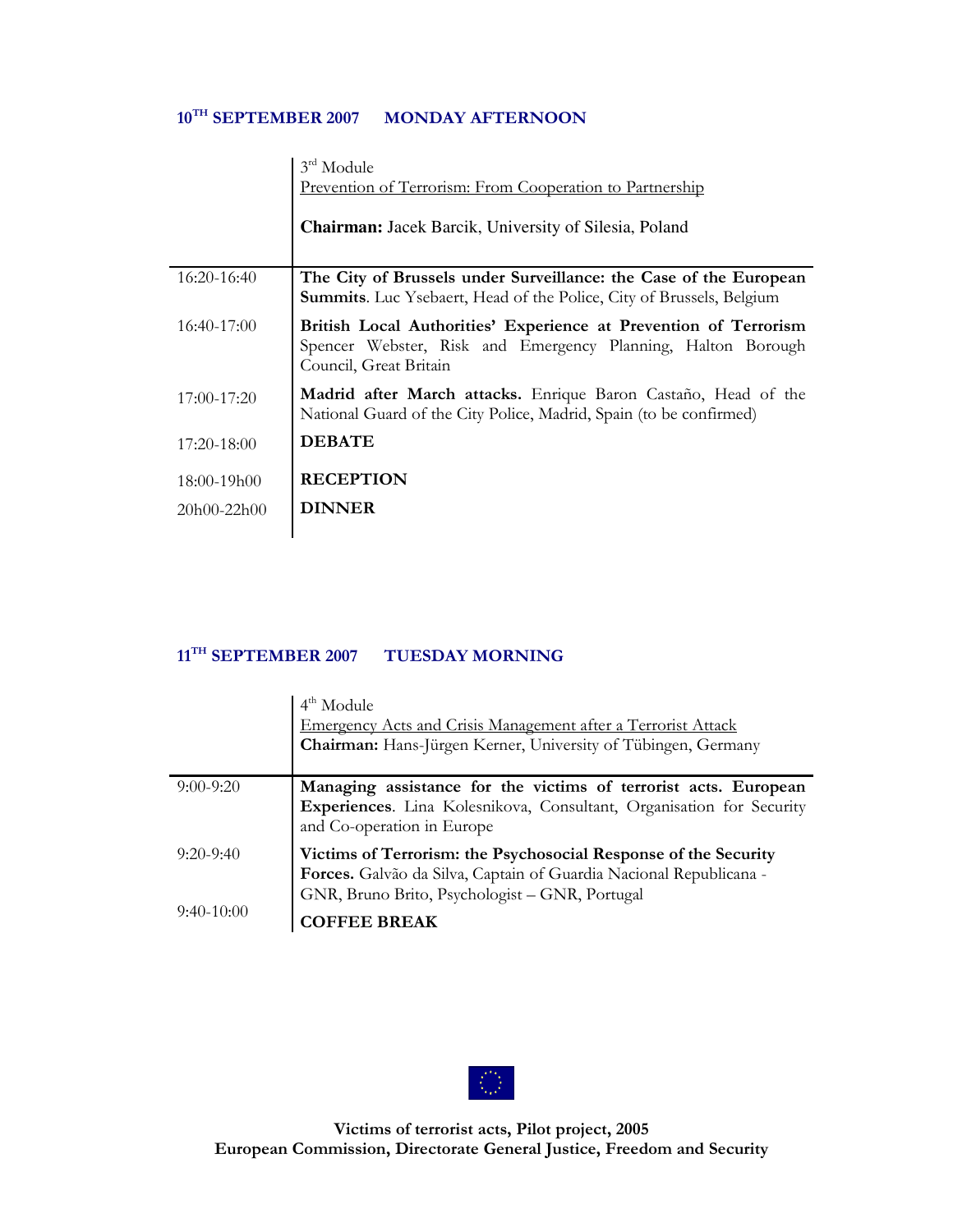### 10[TH] SEPTEMBER 2007 MONDAY AFTERNOON

| | 3[rd] Module<br>Prevention of Terrorism: From Cooperation to Partnership<br><br>**Chairman:** Jacek Barcik, University of Silesia, Poland |
|---|---|
| 16:20-16:40 | **The City of Brussels under Surveillance: the Case of the European Summits**. Luc Ysebaert, Head of the Police, City of Brussels, Belgium |
| 16:40-17:00 | **British Local Authorities' Experience at Prevention of Terrorism** Spencer Webster, Risk and Emergency Planning, Halton Borough Council, Great Britain |
| 17:00-17:20 | **Madrid after March attacks.** Enrique Baron Castaño, Head of the National Guard of the City Police, Madrid, Spain (to be confirmed) |
| 17:20-18:00 | **DEBATE** |
| 18:00-19h00 | **RECEPTION** |
| 20h00-22h00 | **DINNER** |

### 11[TH] SEPTEMBER 2007 TUESDAY MORNING

| | 4[th] Module<br>Emergency Acts and Crisis Management after a Terrorist Attack<br>**Chairman:** Hans-Jürgen Kerner, University of Tübingen, Germany |
|---|---|
| 9:00-9:20 | **Managing assistance for the victims of terrorist acts. European Experiences**. Lina Kolesnikova, Consultant, Organisation for Security and Co-operation in Europe |
| 9:20-9:40 | **Victims of Terrorism: the Psychosocial Response of the Security Forces.** Galvão da Silva, Captain of Guardia Nacional Republicana - GNR, Bruno Brito, Psychologist – GNR, Portugal |
| 9:40-10:00 | **COFFEE BREAK** |

**Victims of terrorist acts, Pilot project, 2005**
**European Commission, Directorate General Justice, Freedom and Security**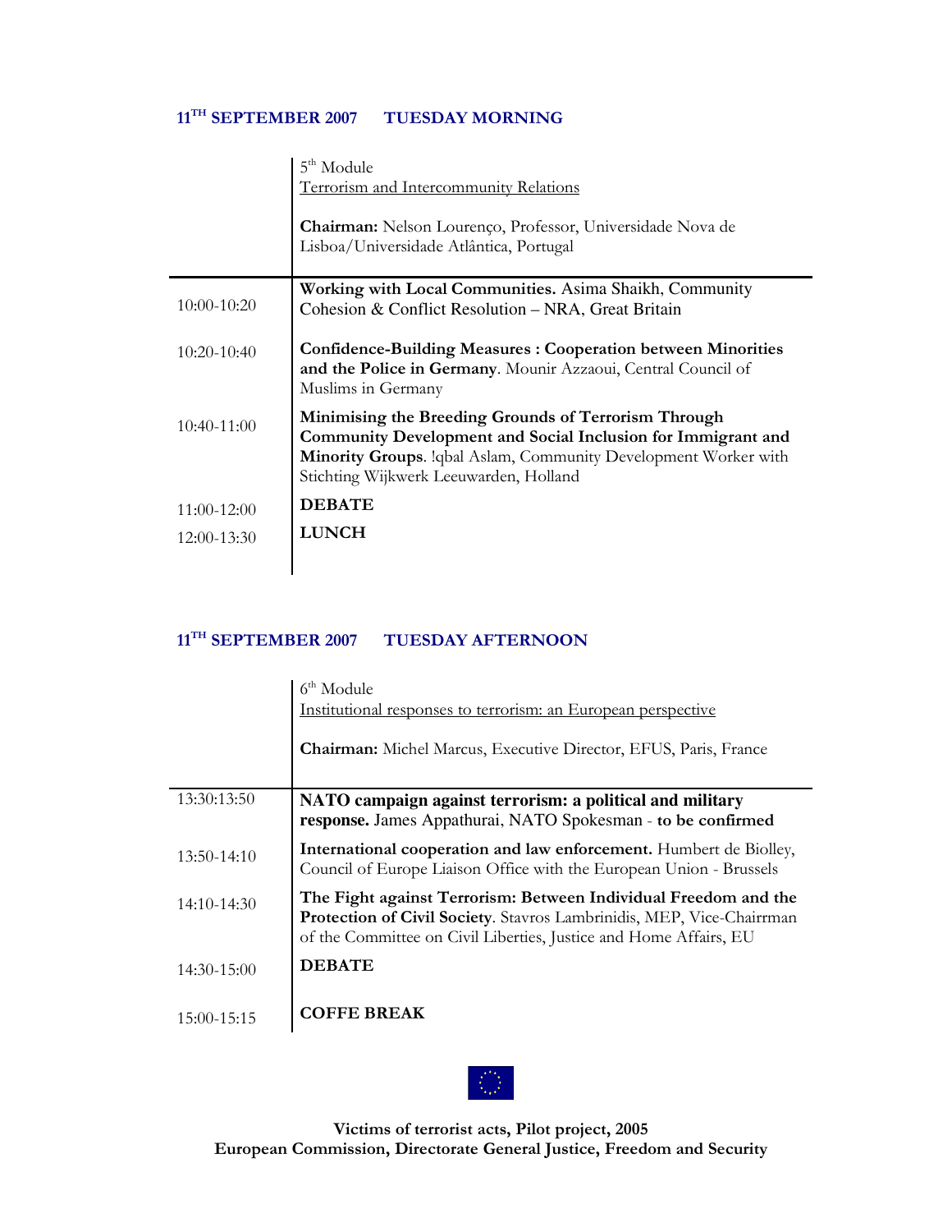## 11TH SEPTEMBER 2007 TUESDAY MORNING

| | 5th Module<br>Terrorism and Intercommunity Relations<br><br>**Chairman:** Nelson Lourenço, Professor, Universidade Nova de Lisboa/Universidade Atlântica, Portugal |
|---|---|
| 10:00-10:20 | **Working with Local Communities.** Asima Shaikh, Community Cohesion & Conflict Resolution – NRA, Great Britain |
| 10:20-10:40 | **Confidence-Building Measures : Cooperation between Minorities and the Police in Germany**. Mounir Azzaoui, Central Council of Muslims in Germany |
| 10:40-11:00 | **Minimising the Breeding Grounds of Terrorism Through Community Development and Social Inclusion for Immigrant and Minority Groups**. !qbal Aslam, Community Development Worker with Stichting Wijkwerk Leeuwarden, Holland |
| 11:00-12:00 | **DEBATE** |
| 12:00-13:30 | **LUNCH** |

## 11TH SEPTEMBER 2007 TUESDAY AFTERNOON

| | 6th Module<br>Institutional responses to terrorism: an European perspective<br><br>**Chairman:** Michel Marcus, Executive Director, EFUS, Paris, France |
|---|---|
| 13:30:13:50 | **NATO campaign against terrorism: a political and military response.** James Appathurai, NATO Spokesman - **to be confirmed** |
| 13:50-14:10 | **International cooperation and law enforcement.** Humbert de Biolley, Council of Europe Liaison Office with the European Union - Brussels |
| 14:10-14:30 | **The Fight against Terrorism: Between Individual Freedom and the Protection of Civil Society**. Stavros Lambrinidis, MEP, Vice-Chairrman of the Committee on Civil Liberties, Justice and Home Affairs, EU |
| 14:30-15:00 | **DEBATE** |
| 15:00-15:15 | **COFFE BREAK** |

**Victims of terrorist acts, Pilot project, 2005**
**European Commission, Directorate General Justice, Freedom and Security**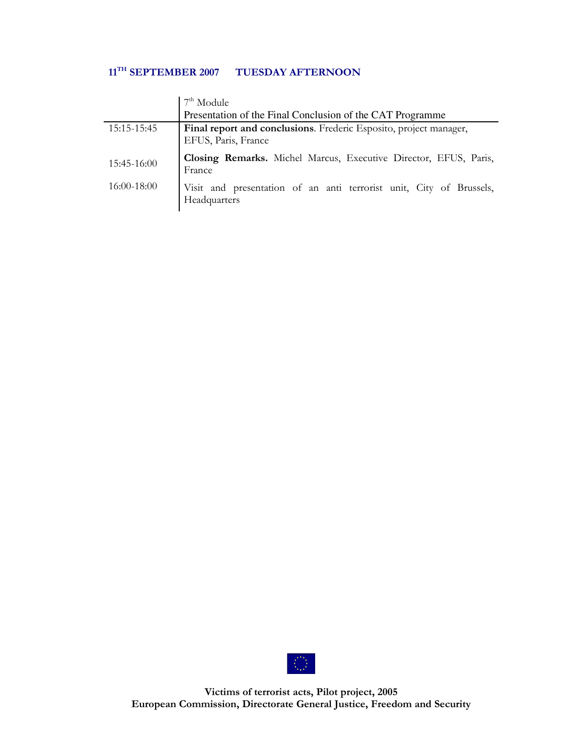## 11[TH] SEPTEMBER 2007 TUESDAY AFTERNOON

| | |
|---|---|
| | 7[th] Module<br>Presentation of the Final Conclusion of the CAT Programme |
| 15:15-15:45 | **Final report and conclusions**. Frederic Esposito, project manager, EFUS, Paris, France |
| 15:45-16:00 | **Closing Remarks.** Michel Marcus, Executive Director, EFUS, Paris, France |
| 16:00-18:00 | Visit and presentation of an anti terrorist unit, City of Brussels, Headquarters |

**Victims of terrorist acts, Pilot project, 2005**
**European Commission, Directorate General Justice, Freedom and Security**